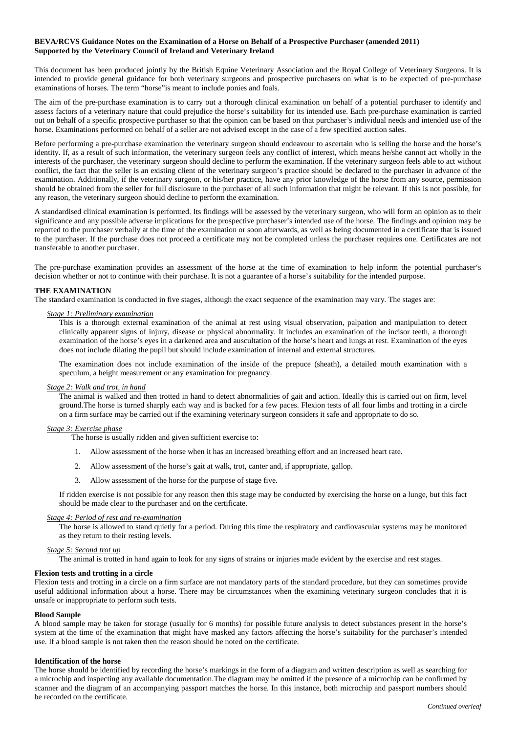**BEVA/RCVS Guidance Notes on the Examination of a Horse on Behalf of a Prospective Purchaser (amended 2011)**
**Supported by the Veterinary Council of Ireland and Veterinary Ireland**

This document has been produced jointly by the British Equine Veterinary Association and the Royal College of Veterinary Surgeons. It is intended to provide general guidance for both veterinary surgeons and prospective purchasers on what is to be expected of pre-purchase examinations of horses. The term "horse"is meant to include ponies and foals.

The aim of the pre-purchase examination is to carry out a thorough clinical examination on behalf of a potential purchaser to identify and assess factors of a veterinary nature that could prejudice the horse's suitability for its intended use. Each pre-purchase examination is carried out on behalf of a specific prospective purchaser so that the opinion can be based on that purchaser's individual needs and intended use of the horse. Examinations performed on behalf of a seller are not advised except in the case of a few specified auction sales.

Before performing a pre-purchase examination the veterinary surgeon should endeavour to ascertain who is selling the horse and the horse's identity. If, as a result of such information, the veterinary surgeon feels any conflict of interest, which means he/she cannot act wholly in the interests of the purchaser, the veterinary surgeon should decline to perform the examination. If the veterinary surgeon feels able to act without conflict, the fact that the seller is an existing client of the veterinary surgeon's practice should be declared to the purchaser in advance of the examination. Additionally, if the veterinary surgeon, or his/her practice, have any prior knowledge of the horse from any source, permission should be obtained from the seller for full disclosure to the purchaser of all such information that might be relevant. If this is not possible, for any reason, the veterinary surgeon should decline to perform the examination.

A standardised clinical examination is performed. Its findings will be assessed by the veterinary surgeon, who will form an opinion as to their significance and any possible adverse implications for the prospective purchaser's intended use of the horse. The findings and opinion may be reported to the purchaser verbally at the time of the examination or soon afterwards, as well as being documented in a certificate that is issued to the purchaser. If the purchase does not proceed a certificate may not be completed unless the purchaser requires one. Certificates are not transferable to another purchaser.

The pre-purchase examination provides an assessment of the horse at the time of examination to help inform the potential purchaser's decision whether or not to continue with their purchase. It is not a guarantee of a horse's suitability for the intended purpose.

## THE EXAMINATION

The standard examination is conducted in five stages, although the exact sequence of the examination may vary. The stages are:

*Stage 1: Preliminary examination*

This is a thorough external examination of the animal at rest using visual observation, palpation and manipulation to detect clinically apparent signs of injury, disease or physical abnormality. It includes an examination of the incisor teeth, a thorough examination of the horse's eyes in a darkened area and auscultation of the horse's heart and lungs at rest. Examination of the eyes does not include dilating the pupil but should include examination of internal and external structures.

The examination does not include examination of the inside of the prepuce (sheath), a detailed mouth examination with a speculum, a height measurement or any examination for pregnancy.

*Stage 2: Walk and trot, in hand*

The animal is walked and then trotted in hand to detect abnormalities of gait and action. Ideally this is carried out on firm, level ground.The horse is turned sharply each way and is backed for a few paces. Flexion tests of all four limbs and trotting in a circle on a firm surface may be carried out if the examining veterinary surgeon considers it safe and appropriate to do so.

*Stage 3: Exercise phase*

The horse is usually ridden and given sufficient exercise to:

1. Allow assessment of the horse when it has an increased breathing effort and an increased heart rate.
2. Allow assessment of the horse's gait at walk, trot, canter and, if appropriate, gallop.
3. Allow assessment of the horse for the purpose of stage five.

If ridden exercise is not possible for any reason then this stage may be conducted by exercising the horse on a lunge, but this fact should be made clear to the purchaser and on the certificate.

*Stage 4: Period of rest and re-examination*

The horse is allowed to stand quietly for a period. During this time the respiratory and cardiovascular systems may be monitored as they return to their resting levels.

*Stage 5: Second trot up*

The animal is trotted in hand again to look for any signs of strains or injuries made evident by the exercise and rest stages.

**Flexion tests and trotting in a circle**

Flexion tests and trotting in a circle on a firm surface are not mandatory parts of the standard procedure, but they can sometimes provide useful additional information about a horse. There may be circumstances when the examining veterinary surgeon concludes that it is unsafe or inappropriate to perform such tests.

**Blood Sample**

A blood sample may be taken for storage (usually for 6 months) for possible future analysis to detect substances present in the horse's system at the time of the examination that might have masked any factors affecting the horse's suitability for the purchaser's intended use. If a blood sample is not taken then the reason should be noted on the certificate.

**Identification of the horse**

The horse should be identified by recording the horse's markings in the form of a diagram and written description as well as searching for a microchip and inspecting any available documentation.The diagram may be omitted if the presence of a microchip can be confirmed by scanner and the diagram of an accompanying passport matches the horse. In this instance, both microchip and passport numbers should be recorded on the certificate.

*Continued overleaf*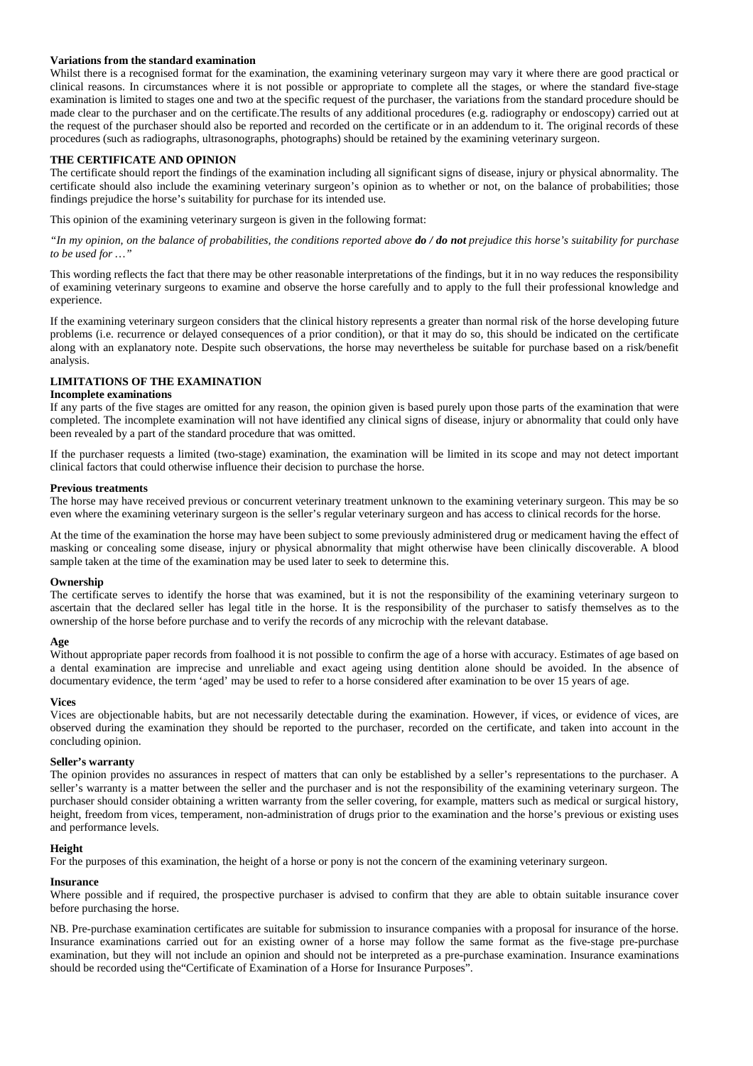**Variations from the standard examination**

Whilst there is a recognised format for the examination, the examining veterinary surgeon may vary it where there are good practical or clinical reasons. In circumstances where it is not possible or appropriate to complete all the stages, or where the standard five-stage examination is limited to stages one and two at the specific request of the purchaser, the variations from the standard procedure should be made clear to the purchaser and on the certificate.The results of any additional procedures (e.g. radiography or endoscopy) carried out at the request of the purchaser should also be reported and recorded on the certificate or in an addendum to it. The original records of these procedures (such as radiographs, ultrasonographs, photographs) should be retained by the examining veterinary surgeon.

## THE CERTIFICATE AND OPINION

The certificate should report the findings of the examination including all significant signs of disease, injury or physical abnormality. The certificate should also include the examining veterinary surgeon's opinion as to whether or not, on the balance of probabilities; those findings prejudice the horse's suitability for purchase for its intended use.

This opinion of the examining veterinary surgeon is given in the following format:

*"In my opinion, on the balance of probabilities, the conditions reported above* ***do / do not*** *prejudice this horse's suitability for purchase to be used for …"*

This wording reflects the fact that there may be other reasonable interpretations of the findings, but it in no way reduces the responsibility of examining veterinary surgeons to examine and observe the horse carefully and to apply to the full their professional knowledge and experience.

If the examining veterinary surgeon considers that the clinical history represents a greater than normal risk of the horse developing future problems (i.e. recurrence or delayed consequences of a prior condition), or that it may do so, this should be indicated on the certificate along with an explanatory note. Despite such observations, the horse may nevertheless be suitable for purchase based on a risk/benefit analysis.

## LIMITATIONS OF THE EXAMINATION

**Incomplete examinations**

If any parts of the five stages are omitted for any reason, the opinion given is based purely upon those parts of the examination that were completed. The incomplete examination will not have identified any clinical signs of disease, injury or abnormality that could only have been revealed by a part of the standard procedure that was omitted.

If the purchaser requests a limited (two-stage) examination, the examination will be limited in its scope and may not detect important clinical factors that could otherwise influence their decision to purchase the horse.

**Previous treatments**

The horse may have received previous or concurrent veterinary treatment unknown to the examining veterinary surgeon. This may be so even where the examining veterinary surgeon is the seller's regular veterinary surgeon and has access to clinical records for the horse.

At the time of the examination the horse may have been subject to some previously administered drug or medicament having the effect of masking or concealing some disease, injury or physical abnormality that might otherwise have been clinically discoverable. A blood sample taken at the time of the examination may be used later to seek to determine this.

**Ownership**

The certificate serves to identify the horse that was examined, but it is not the responsibility of the examining veterinary surgeon to ascertain that the declared seller has legal title in the horse. It is the responsibility of the purchaser to satisfy themselves as to the ownership of the horse before purchase and to verify the records of any microchip with the relevant database.

**Age**

Without appropriate paper records from foalhood it is not possible to confirm the age of a horse with accuracy. Estimates of age based on a dental examination are imprecise and unreliable and exact ageing using dentition alone should be avoided. In the absence of documentary evidence, the term 'aged' may be used to refer to a horse considered after examination to be over 15 years of age.

**Vices**

Vices are objectionable habits, but are not necessarily detectable during the examination. However, if vices, or evidence of vices, are observed during the examination they should be reported to the purchaser, recorded on the certificate, and taken into account in the concluding opinion.

**Seller's warranty**

The opinion provides no assurances in respect of matters that can only be established by a seller's representations to the purchaser. A seller's warranty is a matter between the seller and the purchaser and is not the responsibility of the examining veterinary surgeon. The purchaser should consider obtaining a written warranty from the seller covering, for example, matters such as medical or surgical history, height, freedom from vices, temperament, non-administration of drugs prior to the examination and the horse's previous or existing uses and performance levels.

**Height**

For the purposes of this examination, the height of a horse or pony is not the concern of the examining veterinary surgeon.

**Insurance**

Where possible and if required, the prospective purchaser is advised to confirm that they are able to obtain suitable insurance cover before purchasing the horse.

NB. Pre-purchase examination certificates are suitable for submission to insurance companies with a proposal for insurance of the horse. Insurance examinations carried out for an existing owner of a horse may follow the same format as the five-stage pre-purchase examination, but they will not include an opinion and should not be interpreted as a pre-purchase examination. Insurance examinations should be recorded using the"Certificate of Examination of a Horse for Insurance Purposes".